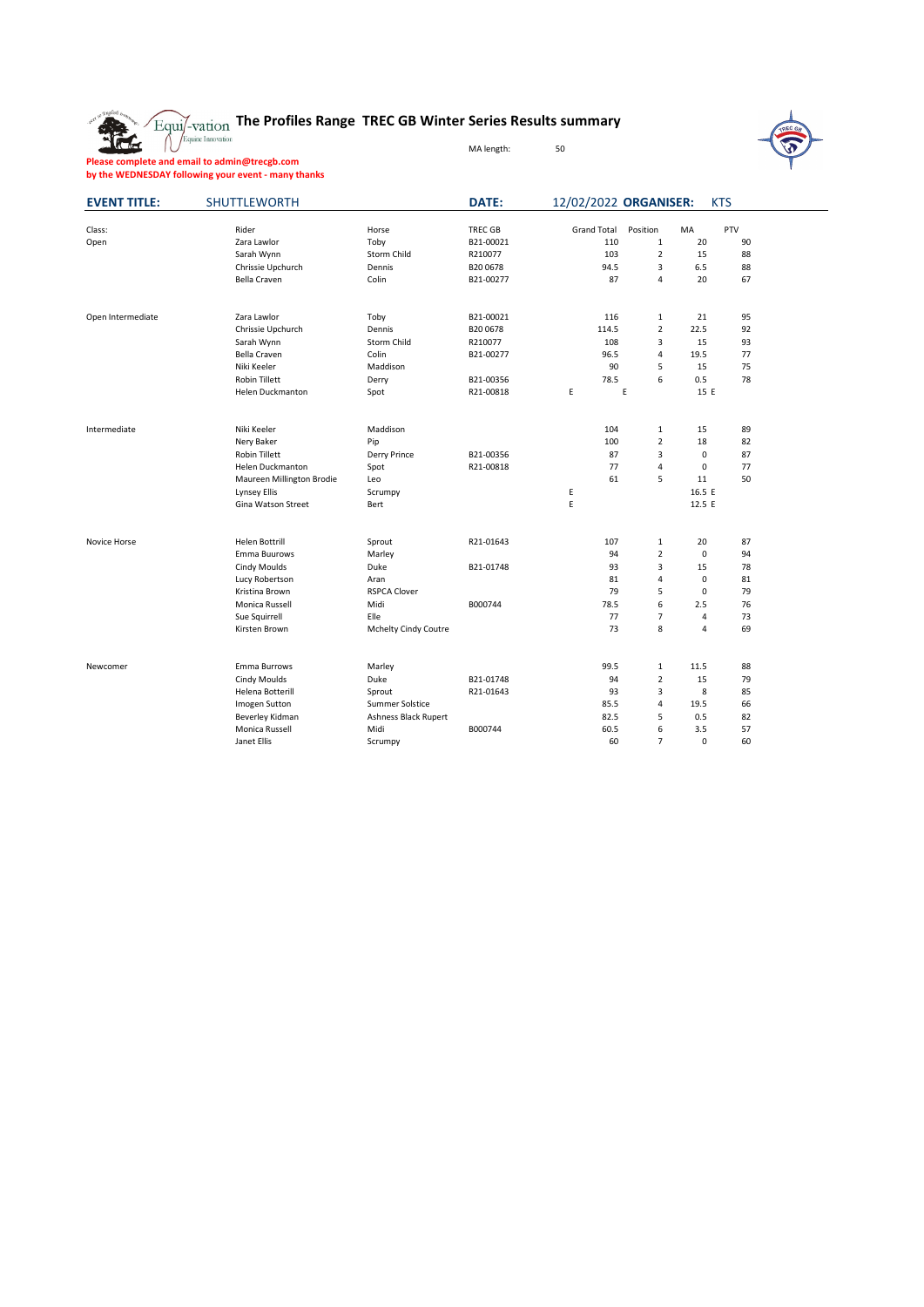# The Profiles Range TREC GB Winter Series Results summary

MA length: 50

**Please complete and email to admin@trecgb.com**
**by the WEDNESDAY following your event - many thanks**

**EVENT TITLE:** SHUTTLEWORTH **DATE:** 12/02/2022 **ORGANISER:** KTS

| Class: | Rider | Horse | TREC GB | Grand Total | Position | MA | PTV |
|---|---|---|---|---|---|---|---|
| Open | Zara Lawlor | Toby | B21-00021 | 110 | 1 | 20 | 90 |
| | Sarah Wynn | Storm Child | R210077 | 103 | 2 | 15 | 88 |
| | Chrissie Upchurch | Dennis | B20 0678 | 94.5 | 3 | 6.5 | 88 |
| | Bella Craven | Colin | B21-00277 | 87 | 4 | 20 | 67 |
| | | | | | | | |
| Open Intermediate | Zara Lawlor | Toby | B21-00021 | 116 | 1 | 21 | 95 |
| | Chrissie Upchurch | Dennis | B20 0678 | 114.5 | 2 | 22.5 | 92 |
| | Sarah Wynn | Storm Child | R210077 | 108 | 3 | 15 | 93 |
| | Bella Craven | Colin | B21-00277 | 96.5 | 4 | 19.5 | 77 |
| | Niki Keeler | Maddison | | 90 | 5 | 15 | 75 |
| | Robin Tillett | Derry | B21-00356 | 78.5 | 6 | 0.5 | 78 |
| | Helen Duckmanton | Spot | R21-00818 | E | E | 15 E | |
| | | | | | | | |
| Intermediate | Niki Keeler | Maddison | | 104 | 1 | 15 | 89 |
| | Nery Baker | Pip | | 100 | 2 | 18 | 82 |
| | Robin Tillett | Derry Prince | B21-00356 | 87 | 3 | 0 | 87 |
| | Helen Duckmanton | Spot | R21-00818 | 77 | 4 | 0 | 77 |
| | Maureen Millington Brodie | Leo | | 61 | 5 | 11 | 50 |
| | Lynsey Ellis | Scrumpy | | E | | 16.5 E | |
| | Gina Watson Street | Bert | | E | | 12.5 E | |
| | | | | | | | |
| Novice Horse | Helen Bottrill | Sprout | R21-01643 | 107 | 1 | 20 | 87 |
| | Emma Buurows | Marley | | 94 | 2 | 0 | 94 |
| | Cindy Moulds | Duke | B21-01748 | 93 | 3 | 15 | 78 |
| | Lucy Robertson | Aran | | 81 | 4 | 0 | 81 |
| | Kristina Brown | RSPCA Clover | | 79 | 5 | 0 | 79 |
| | Monica Russell | Midi | B000744 | 78.5 | 6 | 2.5 | 76 |
| | Sue Squirrell | Elle | | 77 | 7 | 4 | 73 |
| | Kirsten Brown | Mchelty Cindy Coutre | | 73 | 8 | 4 | 69 |
| | | | | | | | |
| Newcomer | Emma Burrows | Marley | | 99.5 | 1 | 11.5 | 88 |
| | Cindy Moulds | Duke | B21-01748 | 94 | 2 | 15 | 79 |
| | Helena Botterill | Sprout | R21-01643 | 93 | 3 | 8 | 85 |
| | Imogen Sutton | Summer Solstice | | 85.5 | 4 | 19.5 | 66 |
| | Beverley Kidman | Ashness Black Rupert | | 82.5 | 5 | 0.5 | 82 |
| | Monica Russell | Midi | B000744 | 60.5 | 6 | 3.5 | 57 |
| | Janet Ellis | Scrumpy | | 60 | 7 | 0 | 60 |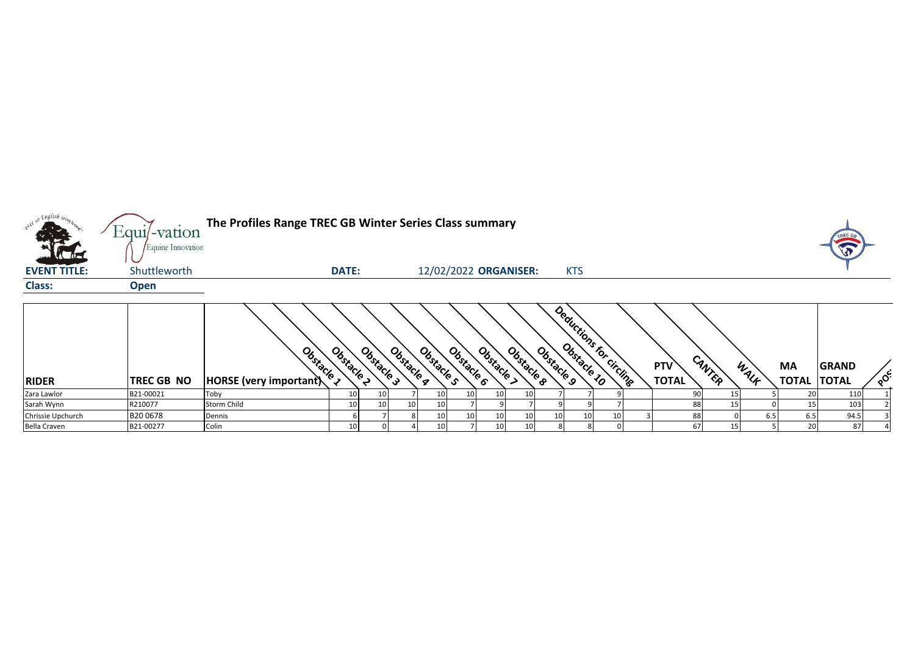**The Profiles Range TREC GB Winter Series Class summary**

**EVENT TITLE:** Shuttleworth **DATE:** 12/02/2022 **ORGANISER:** KTS

**Class:** **Open**

| RIDER | TREC GB NO | HORSE (very important) | Obstacle 1 | Obstacle 2 | Obstacle 3 | Obstacle 4 | Obstacle 5 | Obstacle 6 | Obstacle 7 | Obstacle 8 | Obstacle 9 | Obstacle 10 | Deductions for circling | PTV TOTAL | CANTER | WALK | MA TOTAL | GRAND TOTAL | POS |
|---|---|---|---|---|---|---|---|---|---|---|---|---|---|---|---|---|---|---|---|
| Zara Lawlor | B21-00021 | Toby | 10 | 10 | 7 | 10 | 10 | 10 | 10 | 7 | 7 | 9 | | 90 | 15 | 5 | 20 | 110 | 1 |
| Sarah Wynn | R210077 | Storm Child | 10 | 10 | 10 | 10 | 7 | 9 | 7 | 9 | 9 | 7 | | 88 | 15 | 0 | 15 | 103 | 2 |
| Chrissie Upchurch | B20 0678 | Dennis | 6 | 7 | 8 | 10 | 10 | 10 | 10 | 10 | 10 | 10 | 3 | 88 | 0 | 6.5 | 6.5 | 94.5 | 3 |
| Bella Craven | B21-00277 | Colin | 10 | 0 | 4 | 10 | 7 | 10 | 10 | 8 | 8 | 0 | | 67 | 15 | 5 | 20 | 87 | 4 |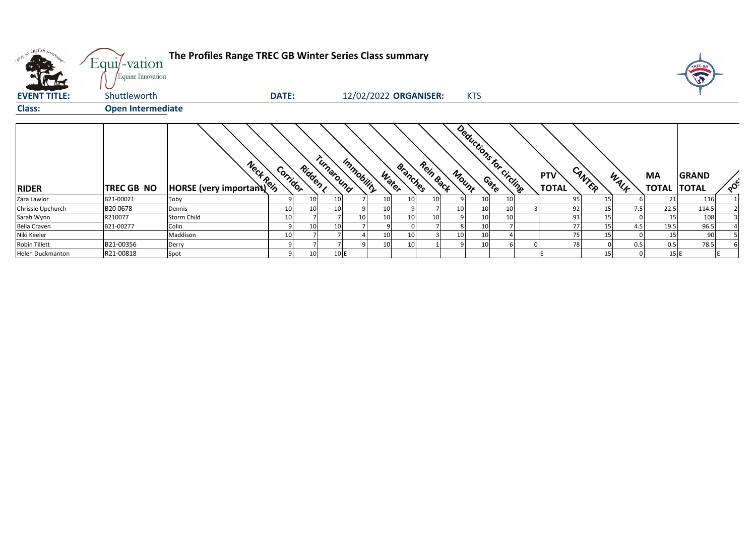# The Profiles Range TREC GB Winter Series Class summary

**EVENT TITLE:** Shuttleworth **DATE:** 12/02/2022 **ORGANISER:** KTS

**Class:** Open Intermediate

| RIDER | TREC GB NO | HORSE (very important) | Neck Rein | Corridor | Ridden L | Turnaround | Immobility | Water | Branches | Rein Back | Mount | Gate | Deductions for circling | PTV TOTAL | CANTER | WALK | MA TOTAL | GRAND TOTAL | POS |
|---|---|---|---|---|---|---|---|---|---|---|---|---|---|---|---|---|---|---|---|
| Zara Lawlor | B21-00021 | Toby | 9 | 10 | 10 | 7 | 10 | 10 | 10 | 9 | 10 | 10 | | 95 | 15 | 6 | 21 | 116 | 1 |
| Chrissie Upchurch | B20 0678 | Dennis | 10 | 10 | 10 | 9 | 10 | 9 | 7 | 10 | 10 | 10 | 3 | 92 | 15 | 7.5 | 22.5 | 114.5 | 2 |
| Sarah Wynn | R210077 | Storm Child | 10 | 7 | 7 | 10 | 10 | 10 | 10 | 9 | 10 | 10 | | 93 | 15 | 0 | 15 | 108 | 3 |
| Bella Craven | B21-00277 | Colin | 9 | 10 | 10 | 7 | 9 | 0 | 7 | 8 | 10 | 7 | | 77 | 15 | 4.5 | 19.5 | 96.5 | 4 |
| Niki Keeler | | Maddison | 10 | 7 | 7 | 4 | 10 | 10 | 3 | 10 | 10 | 4 | | 75 | 15 | 0 | 15 | 90 | 5 |
| Robin Tillett | B21-00356 | Derry | 9 | 7 | 7 | 9 | 10 | 10 | 1 | 9 | 10 | 6 | 0 | 78 | 0 | 0.5 | 0.5 | 78.5 | 6 |
| Helen Duckmanton | R21-00818 | Spot | 9 | 10 | 10 | E | | | | | | | | E | 15 | 0 | 15 | E | E |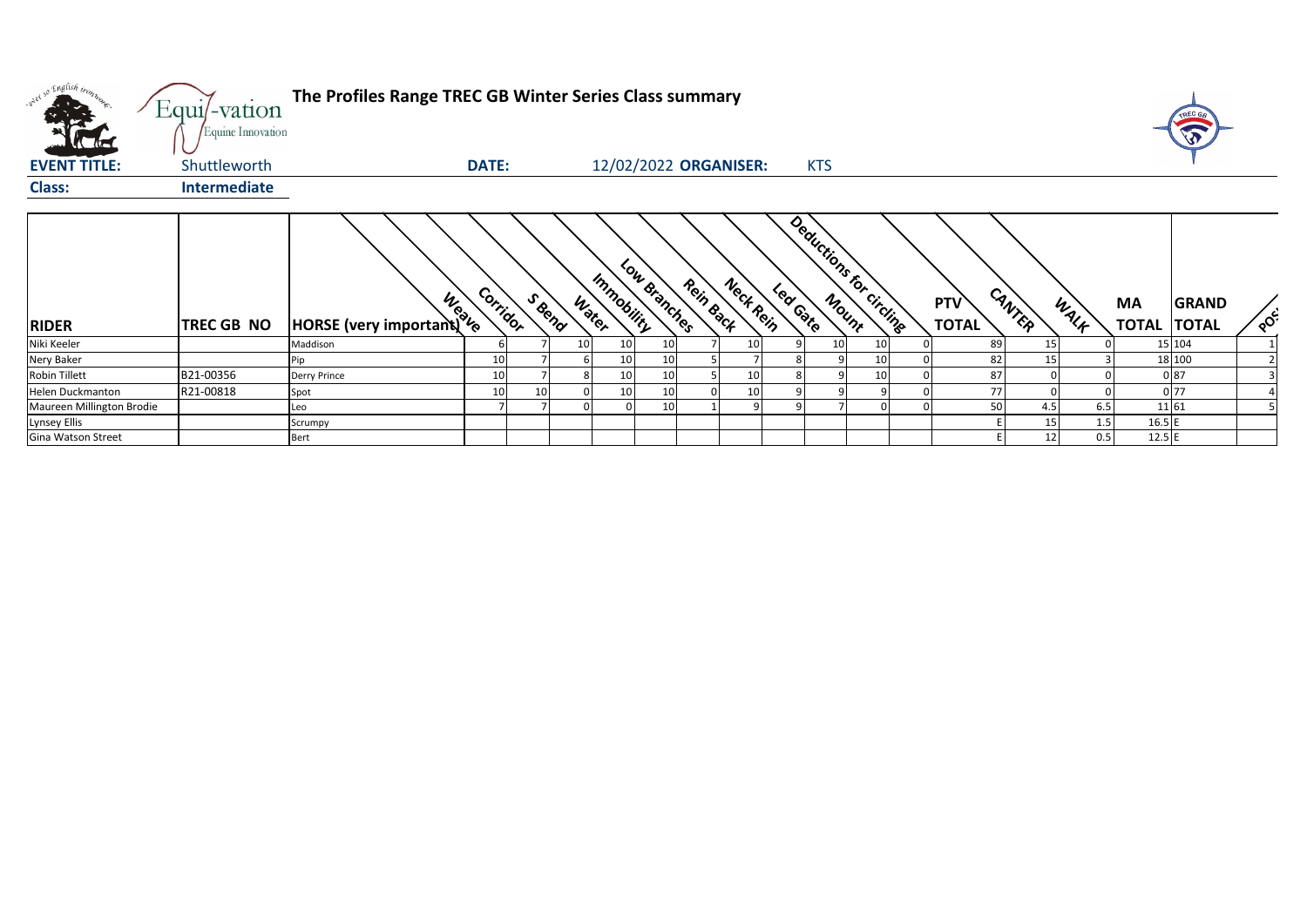**The Profiles Range TREC GB Winter Series Class summary**

**EVENT TITLE:** Shuttleworth **DATE:** 12/02/2022 **ORGANISER:** KTS

**Class:** **Intermediate**

| RIDER | TREC GB NO | HORSE (very important) | Weave | Corridor | S Bend | Water | Immobility | Low Branches | Rein Back | Neck Rein | Led Gate | Mount | Deductions for circling | PTV TOTAL | CANTER | WALK | MA TOTAL | GRAND TOTAL | POS |
|---|---|---|---|---|---|---|---|---|---|---|---|---|---|---|---|---|---|---|---|
| Niki Keeler | | Maddison | 6 | 7 | 10 | 10 | 10 | 7 | 10 | 9 | 10 | 10 | 0 | 89 | 15 | 0 | 15 | 104 | 1 |
| Nery Baker | | Pip | 10 | 7 | 6 | 10 | 10 | 5 | 7 | 8 | 9 | 10 | 0 | 82 | 15 | 3 | 18 | 100 | 2 |
| Robin Tillett | B21-00356 | Derry Prince | 10 | 7 | 8 | 10 | 10 | 5 | 10 | 8 | 9 | 10 | 0 | 87 | 0 | 0 | 0 | 87 | 3 |
| Helen Duckmanton | R21-00818 | Spot | 10 | 10 | 0 | 10 | 10 | 0 | 10 | 9 | 9 | 9 | 0 | 77 | 0 | 0 | 0 | 77 | 4 |
| Maureen Millington Brodie | | Leo | 7 | 7 | 0 | 0 | 10 | 1 | 9 | 9 | 7 | 0 | 0 | 50 | 4.5 | 6.5 | 11 | 61 | 5 |
| Lynsey Ellis | | Scrumpy | | | | | | | | | | | | E | 15 | 1.5 | 16.5 | E | |
| Gina Watson Street | | Bert | | | | | | | | | | | | E | 12 | 0.5 | 12.5 | E | |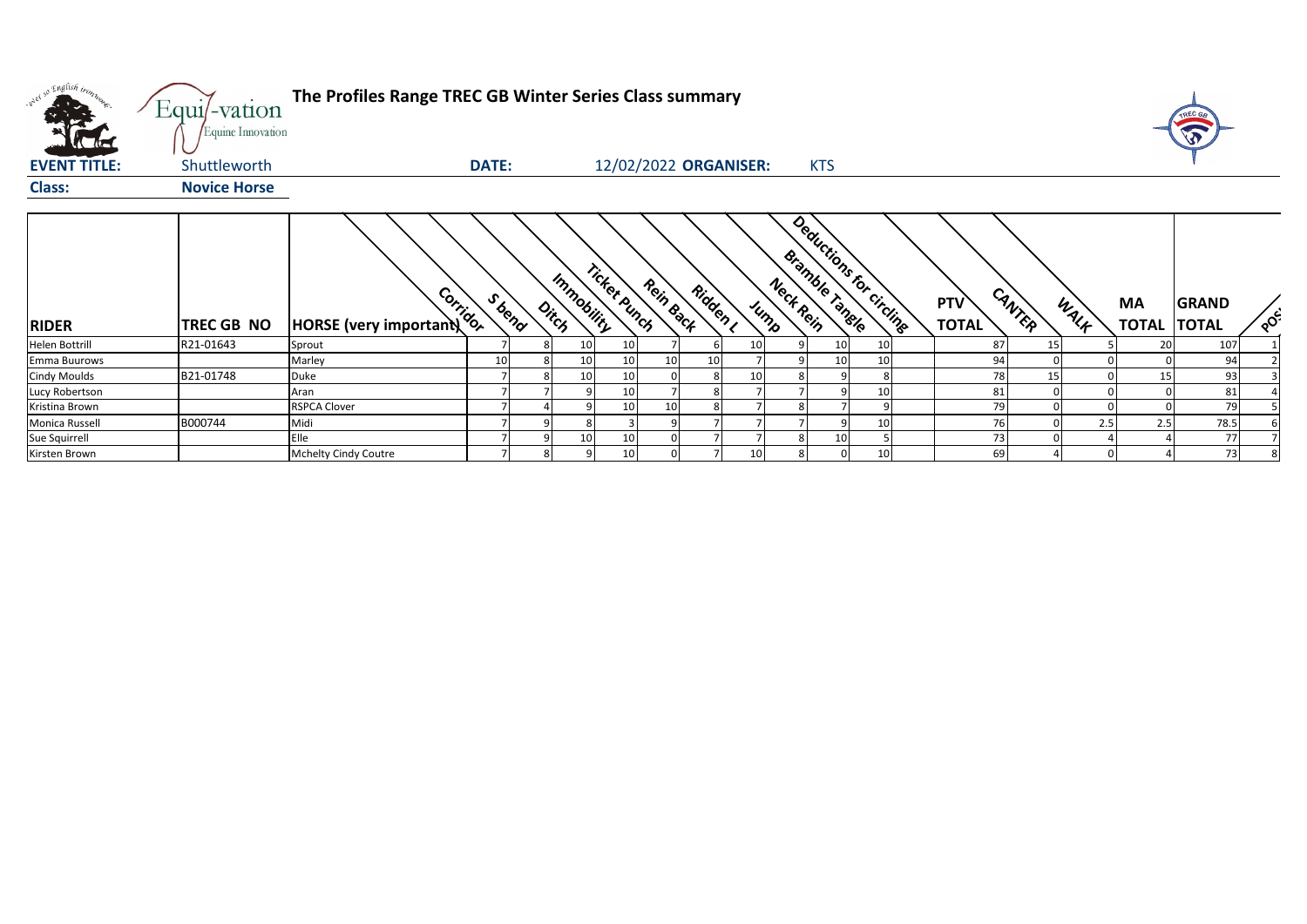# The Profiles Range TREC GB Winter Series Class summary

**EVENT TITLE:** Shuttleworth **DATE:** 12/02/2022 **ORGANISER:** KTS

**Class:** **Novice Horse**

| RIDER | TREC GB NO | HORSE (very important) | Corridor | S bend | Ditch | Immobility | Ticket Punch | Rein Back | Ridden L | Jump | Neck Rein | Bramble Tangle | Deductions for circling | PTV TOTAL | CANTER | WALK | MA TOTAL | GRAND TOTAL | POS |
|---|---|---|---|---|---|---|---|---|---|---|---|---|---|---|---|---|---|---|---|
| Helen Bottrill | R21-01643 | Sprout | 7 | 8 | 10 | 10 | 7 | 6 | 10 | 9 | 10 | 10 | | 87 | 15 | 5 | 20 | 107 | 1 |
| Emma Buurows | | Marley | 10 | 8 | 10 | 10 | 10 | 10 | 7 | 9 | 10 | 10 | | 94 | 0 | 0 | 0 | 94 | 2 |
| Cindy Moulds | B21-01748 | Duke | 7 | 8 | 10 | 10 | 0 | 8 | 10 | 8 | 9 | 8 | | 78 | 15 | 0 | 15 | 93 | 3 |
| Lucy Robertson | | Aran | 7 | 7 | 9 | 10 | 7 | 8 | 7 | 7 | 9 | 10 | | 81 | 0 | 0 | 0 | 81 | 4 |
| Kristina Brown | | RSPCA Clover | 7 | 4 | 9 | 10 | 10 | 8 | 7 | 8 | 7 | 9 | | 79 | 0 | 0 | 0 | 79 | 5 |
| Monica Russell | B000744 | Midi | 7 | 9 | 8 | 3 | 9 | 7 | 7 | 7 | 9 | 10 | | 76 | 0 | 2.5 | 2.5 | 78.5 | 6 |
| Sue Squirrell | | Elle | 7 | 9 | 10 | 10 | 0 | 7 | 7 | 8 | 10 | 5 | | 73 | 0 | 4 | 4 | 77 | 7 |
| Kirsten Brown | | Mchelty Cindy Coutre | 7 | 8 | 9 | 10 | 0 | 7 | 10 | 8 | 0 | 10 | | 69 | 4 | 0 | 4 | 73 | 8 |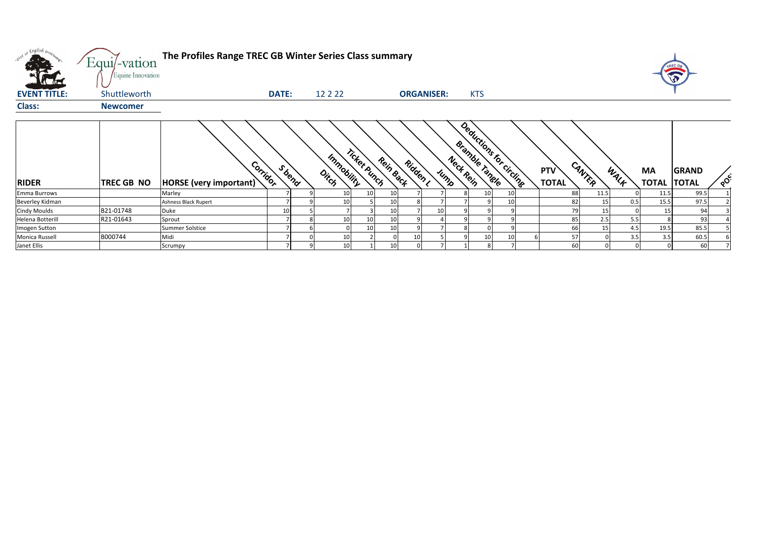**The Profiles Range TREC GB Winter Series Class summary**

**EVENT TITLE:** Shuttleworth **DATE:** 12 2 22 **ORGANISER:** KTS

**Class:** **Newcomer**

| RIDER | TREC GB NO | HORSE (very important) | Corridor | S bend | Ditch | Immobility | Ticket Punch | Rein Back | Ridden L | Jump | Neck Rein | Bramble Tangle | Deductions for circling | PTV TOTAL | CANTER | WALK | MA TOTAL | GRAND TOTAL | POS |
|---|---|---|---|---|---|---|---|---|---|---|---|---|---|---|---|---|---|---|---|
| Emma Burrows | | Marley | 7 | 9 | 10 | 10 | 10 | 7 | 7 | 8 | 10 | 10 | | 88 | 11.5 | 0 | 11.5 | 99.5 | 1 |
| Beverley Kidman | | Ashness Black Rupert | 7 | 9 | 10 | 5 | 10 | 8 | 7 | 7 | 9 | 10 | | 82 | 15 | 0.5 | 15.5 | 97.5 | 2 |
| Cindy Moulds | B21-01748 | Duke | 10 | 5 | 7 | 3 | 10 | 7 | 10 | 9 | 9 | 9 | | 79 | 15 | 0 | 15 | 94 | 3 |
| Helena Botterill | R21-01643 | Sprout | 7 | 8 | 10 | 10 | 10 | 9 | 4 | 9 | 9 | 9 | | 85 | 2.5 | 5.5 | 8 | 93 | 4 |
| Imogen Sutton | | Summer Solstice | 7 | 6 | 0 | 10 | 10 | 9 | 7 | 8 | 0 | 9 | | 66 | 15 | 4.5 | 19.5 | 85.5 | 5 |
| Monica Russell | B000744 | Midi | 7 | 0 | 10 | 2 | 0 | 10 | 5 | 9 | 10 | 10 | 6 | 57 | 0 | 3.5 | 3.5 | 60.5 | 6 |
| Janet Ellis | | Scrumpy | 7 | 9 | 10 | 1 | 10 | 0 | 7 | 1 | 8 | 7 | | 60 | 0 | 0 | 0 | 60 | 7 |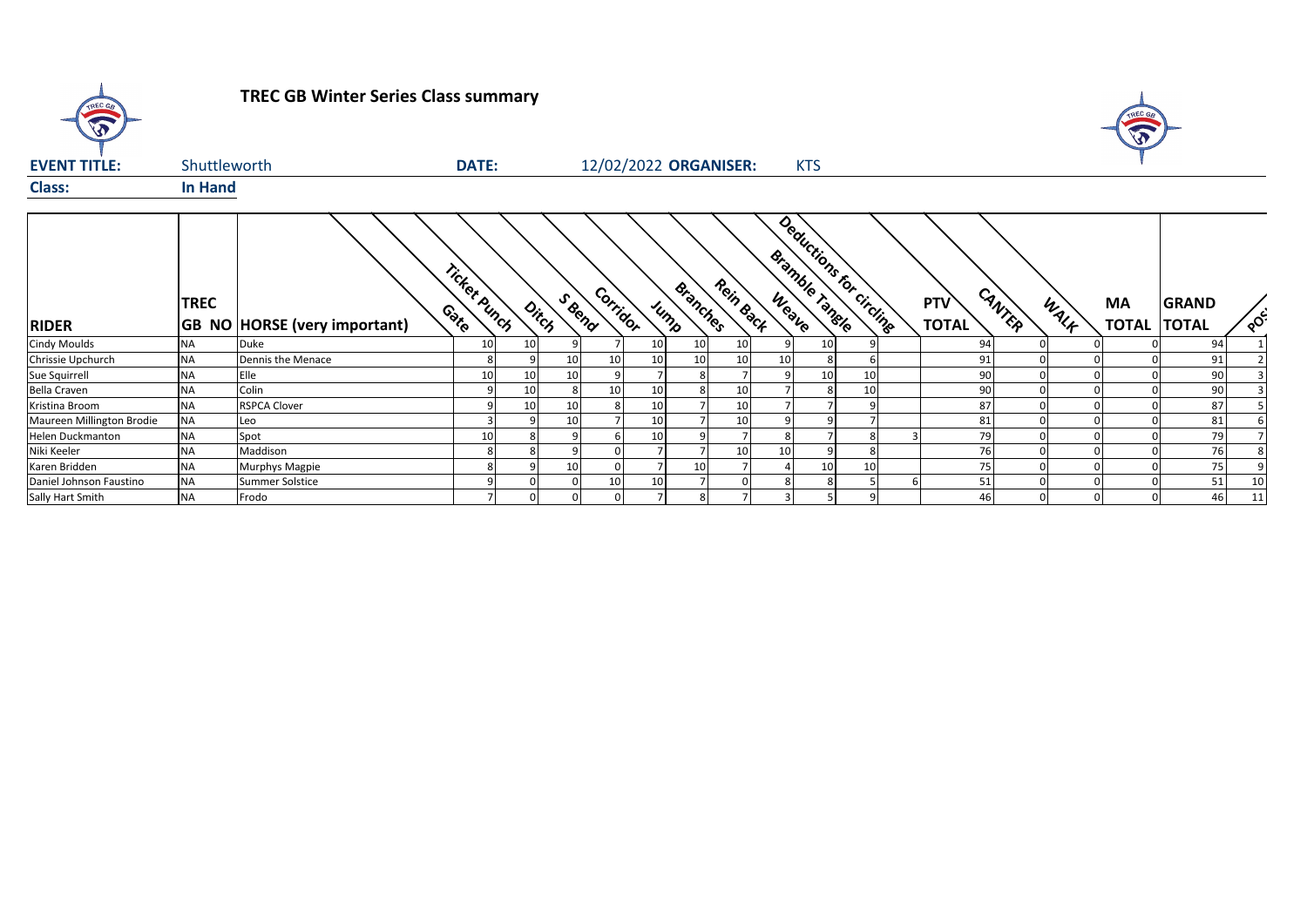# TREC GB Winter Series Class summary

**EVENT TITLE:** Shuttleworth **DATE:** 12/02/2022 **ORGANISER:** KTS

**Class:** In Hand

| RIDER | TREC GB NO | HORSE (very important) | Gate | Ticket Punch | Ditch | S Bend | Corridor | Jump | Branches | Rein Back | Weave | Bramble Tangle | Deductions for circling | PTV TOTAL | CANTER | WALK | MA TOTAL | GRAND TOTAL | POS |
|---|---|---|---|---|---|---|---|---|---|---|---|---|---|---|---|---|---|---|---|
| Cindy Moulds | NA | Duke | 10 | 10 | 9 | 7 | 10 | 10 | 10 | 9 | 10 | 9 | | 94 | 0 | 0 | 0 | 94 | 1 |
| Chrissie Upchurch | NA | Dennis the Menace | 8 | 9 | 10 | 10 | 10 | 10 | 10 | 10 | 8 | 6 | | 91 | 0 | 0 | 0 | 91 | 2 |
| Sue Squirrell | NA | Elle | 10 | 10 | 10 | 9 | 7 | 8 | 7 | 9 | 10 | 10 | | 90 | 0 | 0 | 0 | 90 | 3 |
| Bella Craven | NA | Colin | 9 | 10 | 8 | 10 | 10 | 8 | 10 | 7 | 8 | 10 | | 90 | 0 | 0 | 0 | 90 | 3 |
| Kristina Broom | NA | RSPCA Clover | 9 | 10 | 10 | 8 | 10 | 7 | 10 | 7 | 7 | 9 | | 87 | 0 | 0 | 0 | 87 | 5 |
| Maureen Millington Brodie | NA | Leo | 3 | 9 | 10 | 7 | 10 | 7 | 10 | 9 | 9 | 7 | | 81 | 0 | 0 | 0 | 81 | 6 |
| Helen Duckmanton | NA | Spot | 10 | 8 | 9 | 6 | 10 | 9 | 7 | 8 | 7 | 8 | 3 | 79 | 0 | 0 | 0 | 79 | 7 |
| Niki Keeler | NA | Maddison | 8 | 8 | 9 | 0 | 7 | 7 | 10 | 10 | 9 | 8 | | 76 | 0 | 0 | 0 | 76 | 8 |
| Karen Bridden | NA | Murphys Magpie | 8 | 9 | 10 | 0 | 7 | 10 | 7 | 4 | 10 | 10 | | 75 | 0 | 0 | 0 | 75 | 9 |
| Daniel Johnson Faustino | NA | Summer Solstice | 9 | 0 | 0 | 10 | 10 | 7 | 0 | 8 | 8 | 5 | 6 | 51 | 0 | 0 | 0 | 51 | 10 |
| Sally Hart Smith | NA | Frodo | 7 | 0 | 0 | 0 | 7 | 8 | 7 | 3 | 5 | 9 | | 46 | 0 | 0 | 0 | 46 | 11 |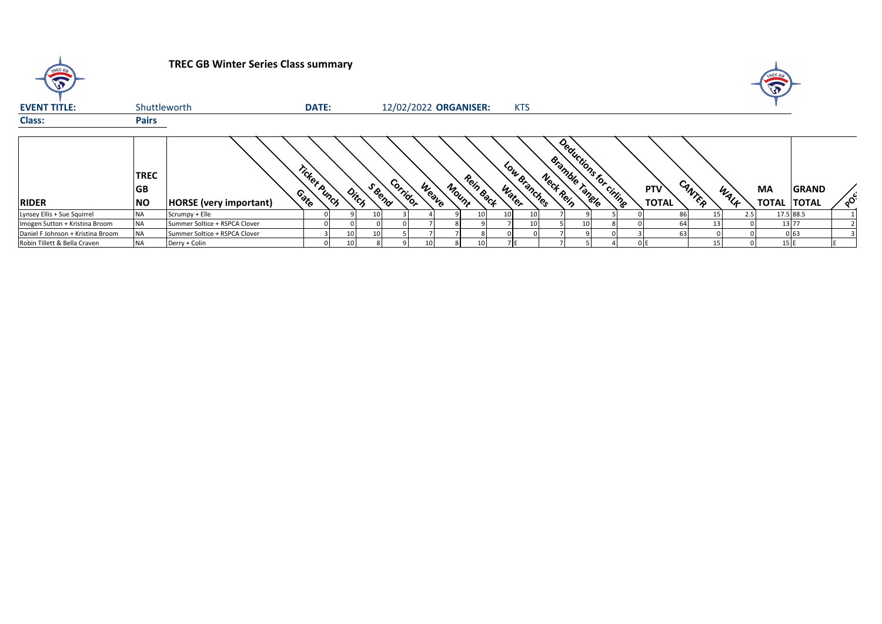# TREC GB Winter Series Class summary

**EVENT TITLE:** Shuttleworth **DATE:** 12/02/2022 **ORGANISER:** KTS

**Class:** Pairs

| RIDER | TREC GB NO | HORSE (very important) | Gate | Ticket Punch | Ditch | S Bend | Corridor | Weave | Mount | Rein Back | Water | Low Branches | Neck Rein | Bramble Tangle | Deductions for circling | PTV TOTAL | CANTER | WALK | MA TOTAL | GRAND TOTAL | POS |
|---|---|---|---|---|---|---|---|---|---|---|---|---|---|---|---|---|---|---|---|---|---|
| Lynsey Ellis + Sue Squirrel | NA | Scrumpy + Elle | 0 | 9 | 10 | 3 | 4 | 9 | 10 | 10 | 10 | 7 | 9 | 5 | 0 | 86 | 15 | 2.5 | 17.5 | 88.5 | 1 |
| Imogen Sutton + Kristina Broom | NA | Summer Soltice + RSPCA Clover | 0 | 0 | 0 | 0 | 7 | 8 | 9 | 7 | 10 | 5 | 10 | 8 | 0 | 64 | 13 | 0 | 13 | 77 | 2 |
| Daniel F Johnson + Kristina Broom | NA | Summer Soltice + RSPCA Clover | 3 | 10 | 10 | 5 | 7 | 7 | 8 | 0 | 0 | 7 | 9 | 0 | 3 | 63 | 0 | 0 | 0 | 63 | 3 |
| Robin Tillett & Bella Craven | NA | Derry + Colin | 0 | 10 | 8 | 9 | 10 | 8 | 10 | 7 | E | 7 | 5 | 4 | 0 | E | 15 | 0 | 15 | E | E |